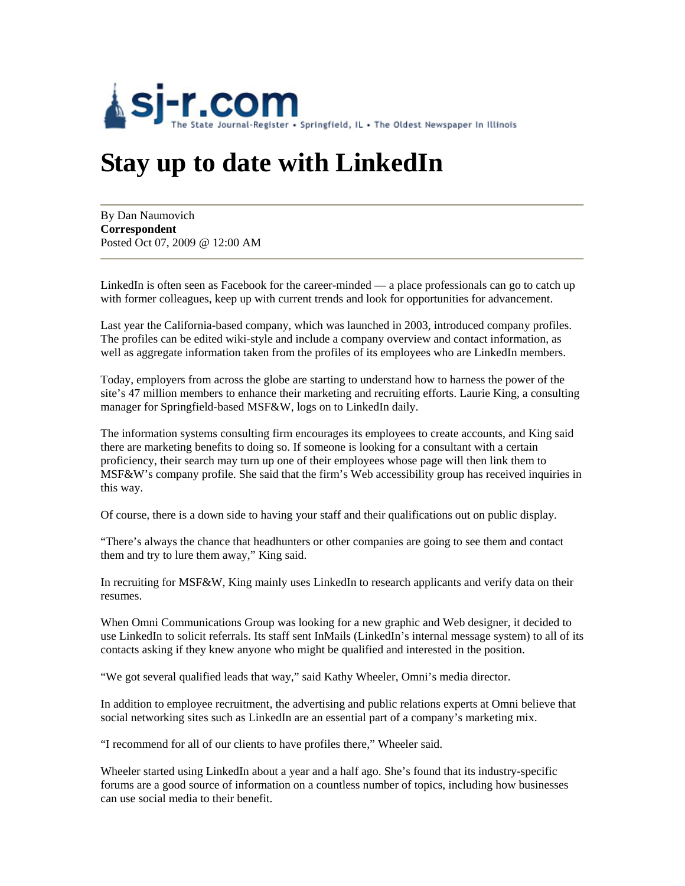sj-r.com The State Journal-Register • Springfield, IL • The Oldest Newspaper In Illinois

# Stay up to date with LinkedIn

By Dan Naumovich
**Correspondent**
Posted Oct 07, 2009 @ 12:00 AM

LinkedIn is often seen as Facebook for the career-minded — a place professionals can go to catch up with former colleagues, keep up with current trends and look for opportunities for advancement.

Last year the California-based company, which was launched in 2003, introduced company profiles. The profiles can be edited wiki-style and include a company overview and contact information, as well as aggregate information taken from the profiles of its employees who are LinkedIn members.

Today, employers from across the globe are starting to understand how to harness the power of the site's 47 million members to enhance their marketing and recruiting efforts. Laurie King, a consulting manager for Springfield-based MSF&W, logs on to LinkedIn daily.

The information systems consulting firm encourages its employees to create accounts, and King said there are marketing benefits to doing so. If someone is looking for a consultant with a certain proficiency, their search may turn up one of their employees whose page will then link them to MSF&W's company profile. She said that the firm's Web accessibility group has received inquiries in this way.

Of course, there is a down side to having your staff and their qualifications out on public display.

"There's always the chance that headhunters or other companies are going to see them and contact them and try to lure them away," King said.

In recruiting for MSF&W, King mainly uses LinkedIn to research applicants and verify data on their resumes.

When Omni Communications Group was looking for a new graphic and Web designer, it decided to use LinkedIn to solicit referrals. Its staff sent InMails (LinkedIn's internal message system) to all of its contacts asking if they knew anyone who might be qualified and interested in the position.

"We got several qualified leads that way," said Kathy Wheeler, Omni's media director.

In addition to employee recruitment, the advertising and public relations experts at Omni believe that social networking sites such as LinkedIn are an essential part of a company's marketing mix.

"I recommend for all of our clients to have profiles there," Wheeler said.

Wheeler started using LinkedIn about a year and a half ago. She's found that its industry-specific forums are a good source of information on a countless number of topics, including how businesses can use social media to their benefit.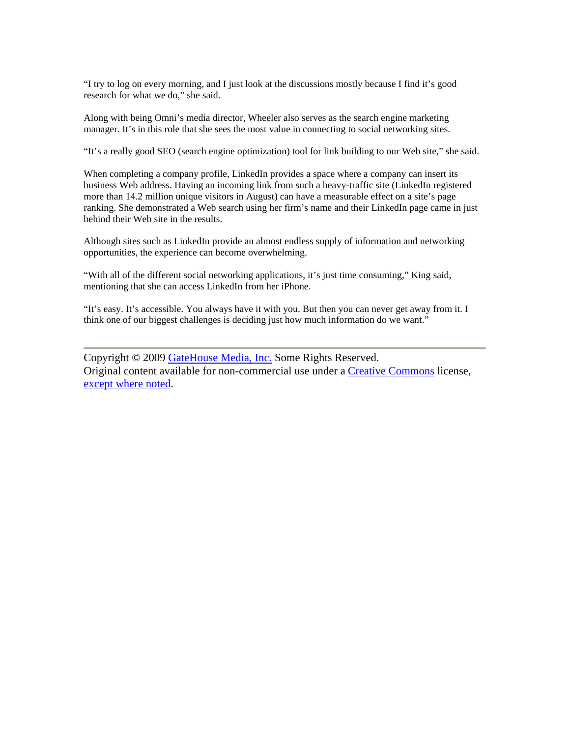"I try to log on every morning, and I just look at the discussions mostly because I find it's good research for what we do," she said.

Along with being Omni's media director, Wheeler also serves as the search engine marketing manager. It's in this role that she sees the most value in connecting to social networking sites.

"It's a really good SEO (search engine optimization) tool for link building to our Web site," she said.

When completing a company profile, LinkedIn provides a space where a company can insert its business Web address. Having an incoming link from such a heavy-traffic site (LinkedIn registered more than 14.2 million unique visitors in August) can have a measurable effect on a site's page ranking. She demonstrated a Web search using her firm's name and their LinkedIn page came in just behind their Web site in the results.

Although sites such as LinkedIn provide an almost endless supply of information and networking opportunities, the experience can become overwhelming.

"With all of the different social networking applications, it's just time consuming," King said, mentioning that she can access LinkedIn from her iPhone.

"It's easy. It's accessible. You always have it with you. But then you can never get away from it. I think one of our biggest challenges is deciding just how much information do we want."

---

Copyright © 2009 GateHouse Media, Inc. Some Rights Reserved.
Original content available for non-commercial use under a Creative Commons license, except where noted.